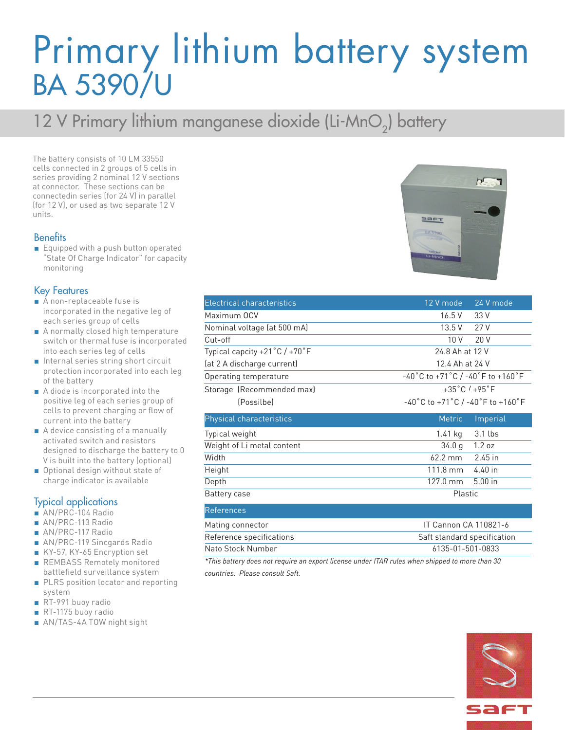# Primary lithium battery system
# BA 5390/U

## 12 V Primary lithium manganese dioxide (Li-$MnO_2$) battery

The battery consists of 10 LM 33550 cells connected in 2 groups of 5 cells in series providing 2 nominal 12 V sections at connector. These sections can be connectedin series (for 24 V) in parallel (for 12 V), or used as two separate 12 V units.

### Benefits

- Equipped with a push button operated "State Of Charge Indicator" for capacity monitoring

### Key Features

- A non-replaceable fuse is incorporated in the negative leg of each series group of cells
- A normally closed high temperature switch or thermal fuse is incorporated into each series leg of cells
- Internal series string short circuit protection incorporated into each leg of the battery
- A diode is incorporated into the positive leg of each series group of cells to prevent charging or flow of current into the battery
- A device consisting of a manually activated switch and resistors designed to discharge the battery to 0 V is built into the battery (optional)
- Optional design without state of charge indicator is available

### Typical applications

- AN/PRC-104 Radio
- AN/PRC-113 Radio
- AN/PRC-117 Radio
- AN/PRC-119 Sincgards Radio
- KY-57, KY-65 Encryption set
- REMBASS Remotely monitored battlefield surveillance system
- PLRS position locator and reporting system
- RT-991 buoy radio
- RT-1175 buoy radio
- AN/TAS-4A TOW night sight

| Electrical characteristics | 12 V mode | 24 V mode |
|---|---|---|
| Maximum OCV | 16.5 V | 33 V |
| Nominal voltage (at 500 mA) | 13.5 V | 27 V |
| Cut-off | 10 V | 20 V |
| Typical capcity +21˚C / +70˚F | 24.8 Ah at 12 V | |
| (at 2 A discharge current) | 12.4 Ah at 24 V | |
| Operating temperature | -40˚C to +71˚C / -40˚F to +160˚F | |
| Storage (Recommended max) | +35˚C / +95˚F | |
| (Possilbe) | -40˚C to +71˚C / -40˚F to +160˚F | |

| Physical characteristics | Metric | Imperial |
|---|---|---|
| Typical weight | 1.41 kg | 3.1 lbs |
| Weight of Li metal content | 34.0 g | 1.2 oz |
| Width | 62.2 mm | 2.45 in |
| Height | 111.8 mm | 4.40 in |
| Depth | 127.0 mm | 5.00 in |
| Battery case | Plastic | |

| References | |
|---|---|
| Mating connector | IT Cannon CA 110821-6 |
| Reference specifications | Saft standard specification |
| Nato Stock Number | 6135-01-501-0833 |

*\*This battery does not require an export license under ITAR rules when shipped to more than 30 countries. Please consult Saft.*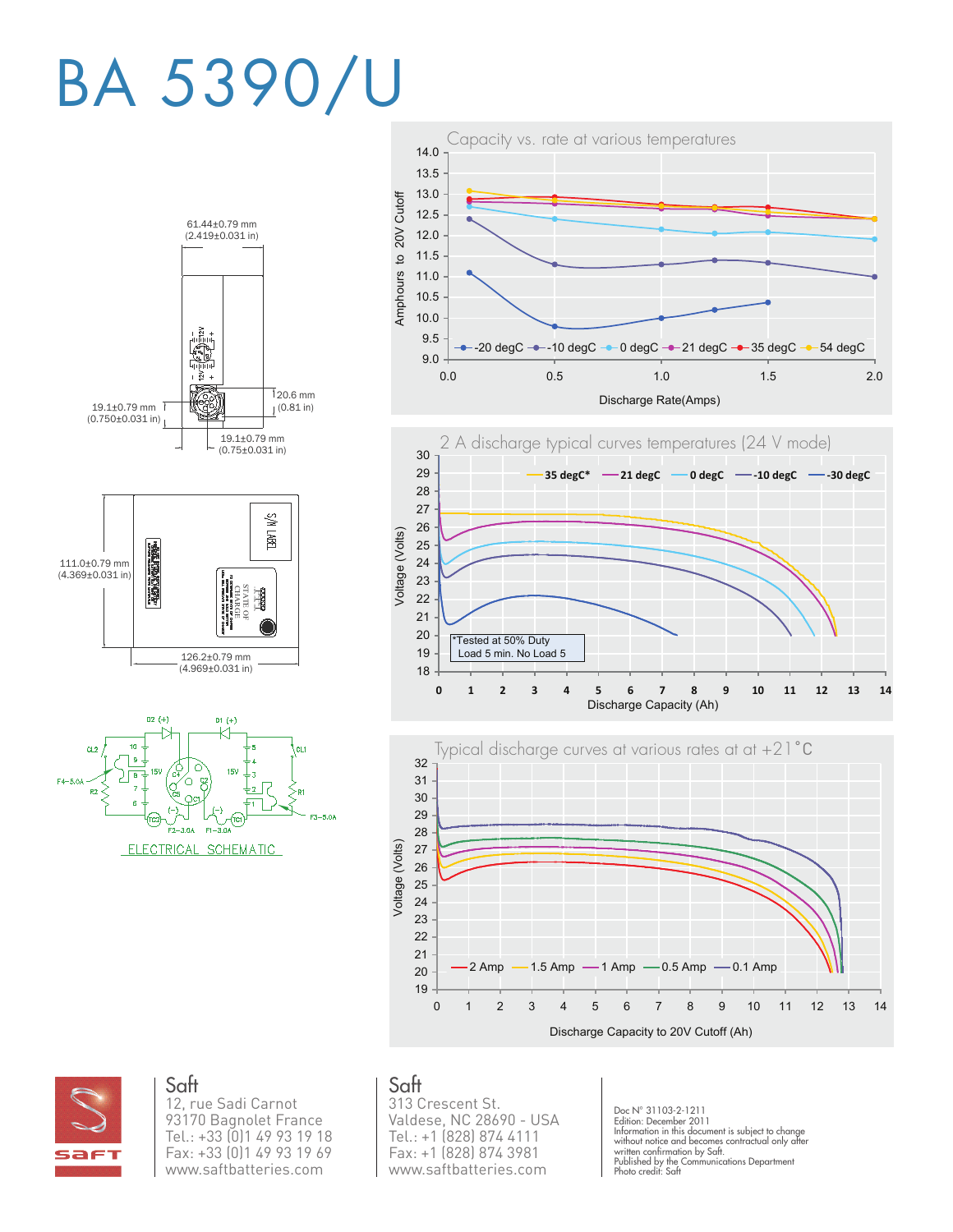# BA 5390/U

61.44±0.79 mm
(2.419±0.031 in)

20.6 mm
(0.81 in)

19.1±0.79 mm
(0.750±0.031 in)

19.1±0.79 mm
(0.75±0.031 in)

111.0±0.79 mm
(4.369±0.031 in)

S/N LABEL

STATE OF CHARGE

126.2±0.79 mm
(4.969±0.031 in)

D2 (+) D1 (+)

CL2 CL1

F4–5.0A R2 R1 F3–5.0A

15V 15V

C4 C2 C5 C1

TC2 TC1

F2–3.0A F1–3.0A

ELECTRICAL SCHEMATIC

## Capacity vs. rate at various temperatures

Amphours to 20V Cutoff

14.0, 13.5, 13.0, 12.5, 12.0, 11.5, 11.0, 10.5, 10.0, 9.5, 9.0

-20 degC, -10 degC, 0 degC, 21 degC, 35 degC, 54 degC

0.0, 0.5, 1.0, 1.5, 2.0

Discharge Rate(Amps)

## 2 A discharge typical curves temperatures (24 V mode)

Voltage (Volts)

30, 29, 28, 27, 26, 25, 24, 23, 22, 21, 20, 19, 18

35 degC*, 21 degC, 0 degC, -10 degC, -30 degC

*Tested at 50% Duty
Load 5 min. No Load 5

0, 1, 2, 3, 4, 5, 6, 7, 8, 9, 10, 11, 12, 13, 14

Discharge Capacity (Ah)

## Typical discharge curves at various rates at at +21˚C

Voltage (Volts)

32, 31, 30, 29, 28, 27, 26, 25, 24, 23, 22, 21, 20, 19

2 Amp, 1.5 Amp, 1 Amp, 0.5 Amp, 0.1 Amp

0, 1, 2, 3, 4, 5, 6, 7, 8, 9, 10, 11, 12, 13, 14

Discharge Capacity to 20V Cutoff (Ah)

saft

**Saft**
12, rue Sadi Carnot
93170 Bagnolet France
Tel.: +33 (0)1 49 93 19 18
Fax: +33 (0)1 49 93 19 69
www.saftbatteries.com

**Saft**
313 Crescent St.
Valdese, NC 28690 - USA
Tel.: +1 (828) 874 4111
Fax: +1 (828) 874 3981
www.saftbatteries.com

Doc N° 31103-2-1211
Edition: December 2011
Information in this document is subject to change without notice and becomes contractual only after written confirmation by Saft.
Published by the Communications Department
Photo credit: Saft